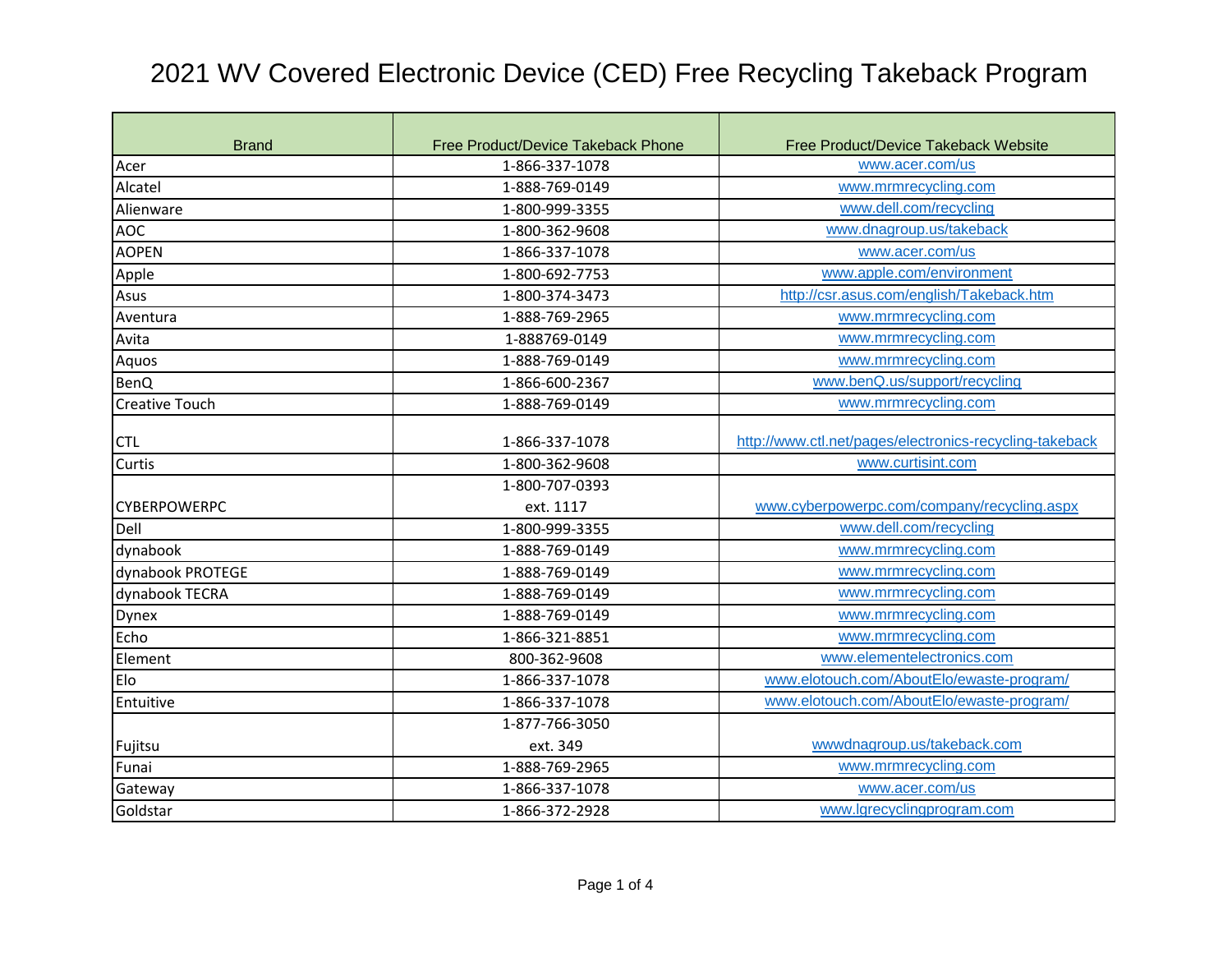# 2021 WV Covered Electronic Device (CED) Free Recycling Takeback Program

| Brand | Free Product/Device Takeback Phone | Free Product/Device Takeback Website |
|---|---|---|
| Acer | 1-866-337-1078 | www.acer.com/us |
| Alcatel | 1-888-769-0149 | www.mrmrecycling.com |
| Alienware | 1-800-999-3355 | www.dell.com/recycling |
| AOC | 1-800-362-9608 | www.dnagroup.us/takeback |
| AOPEN | 1-866-337-1078 | www.acer.com/us |
| Apple | 1-800-692-7753 | www.apple.com/environment |
| Asus | 1-800-374-3473 | http://csr.asus.com/english/Takeback.htm |
| Aventura | 1-888-769-2965 | www.mrmrecycling.com |
| Avita | 1-888769-0149 | www.mrmrecycling.com |
| Aquos | 1-888-769-0149 | www.mrmrecycling.com |
| BenQ | 1-866-600-2367 | www.benQ.us/support/recycling |
| Creative Touch | 1-888-769-0149 | www.mrmrecycling.com |
| CTL | 1-866-337-1078 | http://www.ctl.net/pages/electronics-recycling-takeback |
| Curtis | 1-800-362-9608 | www.curtisint.com |
| CYBERPOWERPC | 1-800-707-0393 ext. 1117 | www.cyberpowerpc.com/company/recycling.aspx |
| Dell | 1-800-999-3355 | www.dell.com/recycling |
| dynabook | 1-888-769-0149 | www.mrmrecycling.com |
| dynabook PROTEGE | 1-888-769-0149 | www.mrmrecycling.com |
| dynabook TECRA | 1-888-769-0149 | www.mrmrecycling.com |
| Dynex | 1-888-769-0149 | www.mrmrecycling.com |
| Echo | 1-866-321-8851 | www.mrmrecycling.com |
| Element | 800-362-9608 | www.elementelectronics.com |
| Elo | 1-866-337-1078 | www.elotouch.com/AboutElo/ewaste-program/ |
| Entuitive | 1-866-337-1078 | www.elotouch.com/AboutElo/ewaste-program/ |
| Fujitsu | 1-877-766-3050 ext. 349 | wwwdnagroup.us/takeback.com |
| Funai | 1-888-769-2965 | www.mrmrecycling.com |
| Gateway | 1-866-337-1078 | www.acer.com/us |
| Goldstar | 1-866-372-2928 | www.lgrecyclingprogram.com |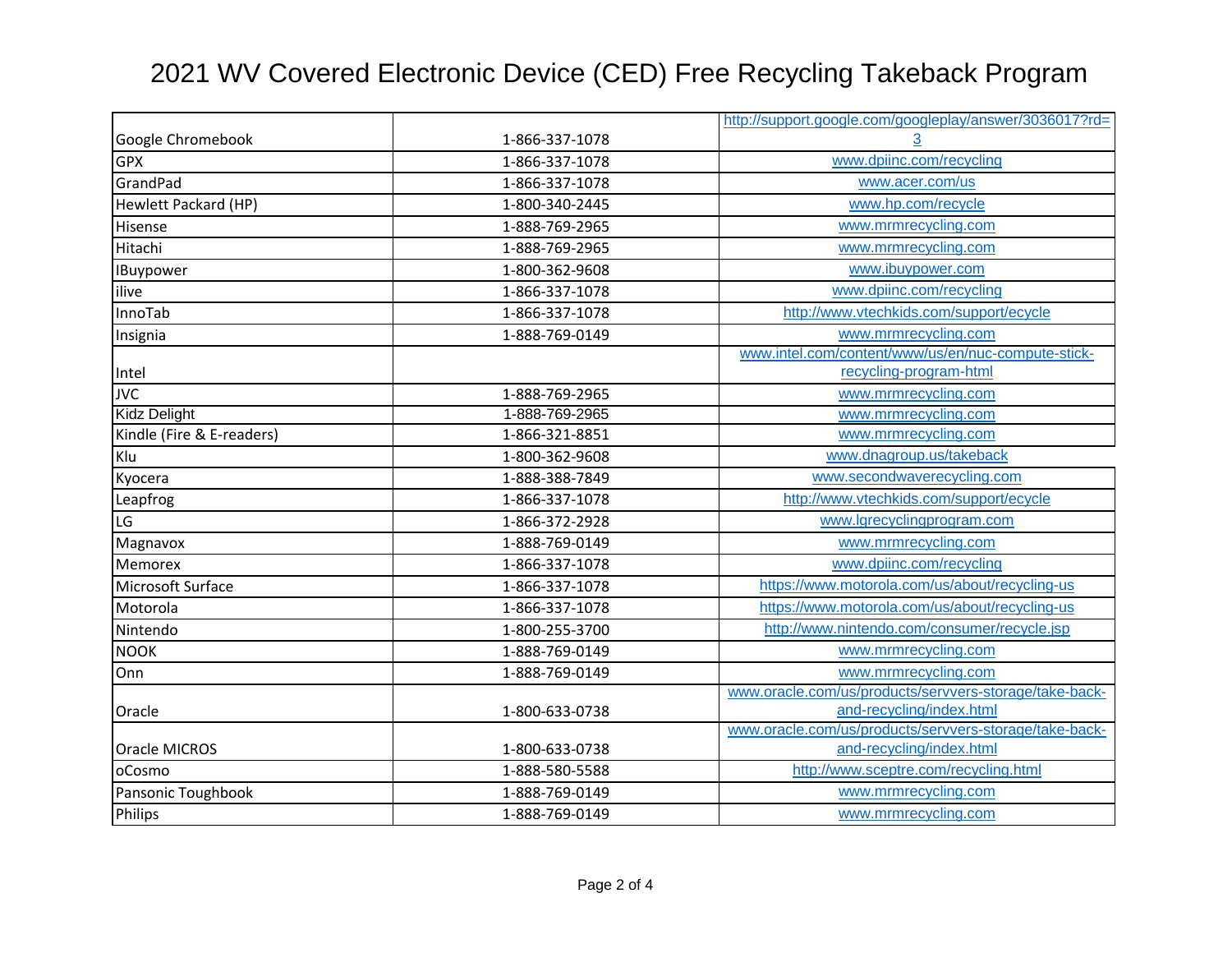# 2021 WV Covered Electronic Device (CED) Free Recycling Takeback Program

| | | |
|---|---|---|
| Google Chromebook | 1-866-337-1078 | http://support.google.com/googleplay/answer/3036017?rd=3 |
| GPX | 1-866-337-1078 | www.dpiinc.com/recycling |
| GrandPad | 1-866-337-1078 | www.acer.com/us |
| Hewlett Packard (HP) | 1-800-340-2445 | www.hp.com/recycle |
| Hisense | 1-888-769-2965 | www.mrmrecycling.com |
| Hitachi | 1-888-769-2965 | www.mrmrecycling.com |
| IBuypower | 1-800-362-9608 | www.ibuypower.com |
| ilive | 1-866-337-1078 | www.dpiinc.com/recycling |
| InnoTab | 1-866-337-1078 | http://www.vtechkids.com/support/ecycle |
| Insignia | 1-888-769-0149 | www.mrmrecycling.com |
| Intel | | www.intel.com/content/www/us/en/nuc-compute-stick-recycling-program-html |
| JVC | 1-888-769-2965 | www.mrmrecycling.com |
| Kidz Delight | 1-888-769-2965 | www.mrmrecycling.com |
| Kindle (Fire & E-readers) | 1-866-321-8851 | www.mrmrecycling.com |
| Klu | 1-800-362-9608 | www.dnagroup.us/takeback |
| Kyocera | 1-888-388-7849 | www.secondwaverecycling.com |
| Leapfrog | 1-866-337-1078 | http://www.vtechkids.com/support/ecycle |
| LG | 1-866-372-2928 | www.lgrecyclingprogram.com |
| Magnavox | 1-888-769-0149 | www.mrmrecycling.com |
| Memorex | 1-866-337-1078 | www.dpiinc.com/recycling |
| Microsoft Surface | 1-866-337-1078 | https://www.motorola.com/us/about/recycling-us |
| Motorola | 1-866-337-1078 | https://www.motorola.com/us/about/recycling-us |
| Nintendo | 1-800-255-3700 | http://www.nintendo.com/consumer/recycle.jsp |
| NOOK | 1-888-769-0149 | www.mrmrecycling.com |
| Onn | 1-888-769-0149 | www.mrmrecycling.com |
| Oracle | 1-800-633-0738 | www.oracle.com/us/products/servvers-storage/take-back-and-recycling/index.html |
| Oracle MICROS | 1-800-633-0738 | www.oracle.com/us/products/servvers-storage/take-back-and-recycling/index.html |
| oCosmo | 1-888-580-5588 | http://www.sceptre.com/recycling.html |
| Pansonic Toughbook | 1-888-769-0149 | www.mrmrecycling.com |
| Philips | 1-888-769-0149 | www.mrmrecycling.com |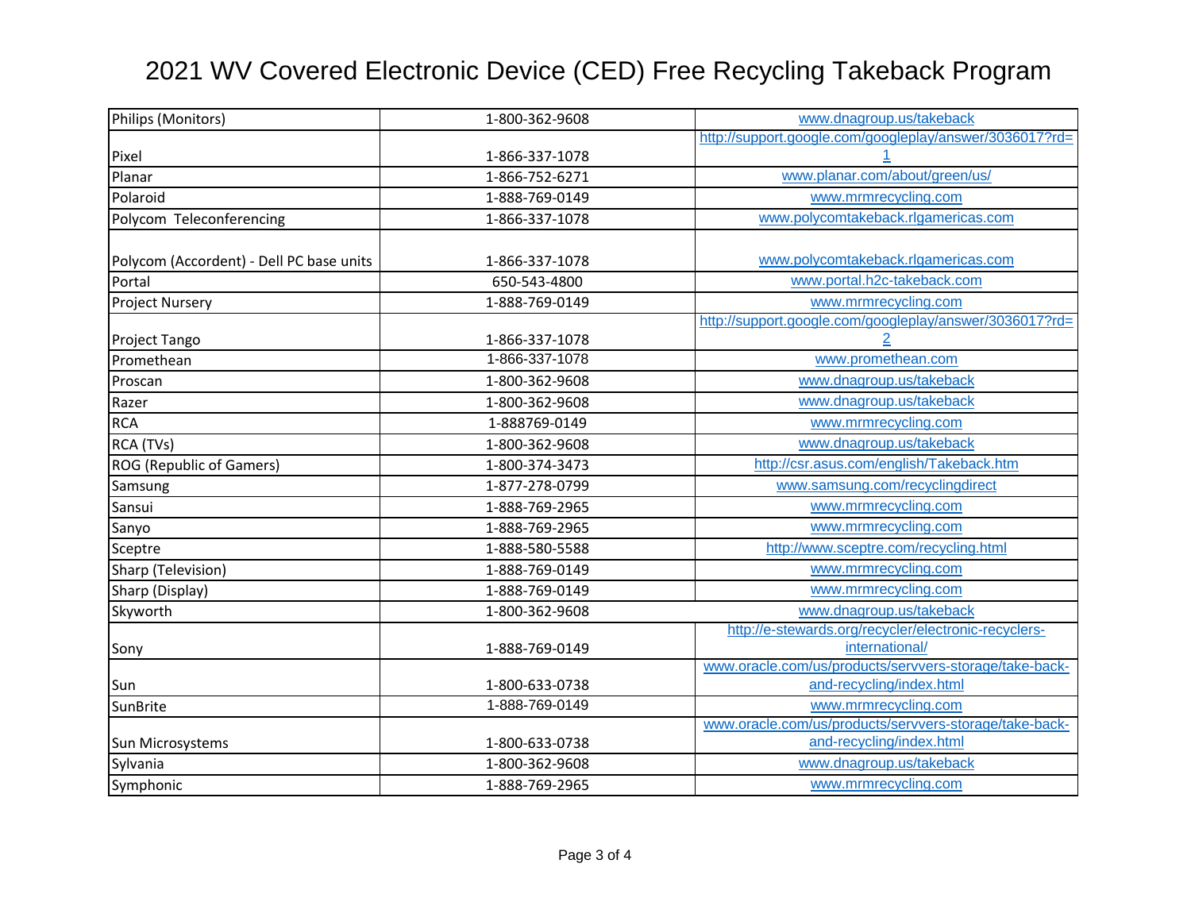# 2021 WV Covered Electronic Device (CED) Free Recycling Takeback Program

| | | |
|---|---|---|
| Philips (Monitors) | 1-800-362-9608 | www.dnagroup.us/takeback |
| Pixel | 1-866-337-1078 | http://support.google.com/googleplay/answer/3036017?rd=1 |
| Planar | 1-866-752-6271 | www.planar.com/about/green/us/ |
| Polaroid | 1-888-769-0149 | www.mrmrecycling.com |
| Polycom Teleconferencing | 1-866-337-1078 | www.polycomtakeback.rlgamericas.com |
| Polycom (Accordent) - Dell PC base units | 1-866-337-1078 | www.polycomtakeback.rlgamericas.com |
| Portal | 650-543-4800 | www.portal.h2c-takeback.com |
| Project Nursery | 1-888-769-0149 | www.mrmrecycling.com |
| Project Tango | 1-866-337-1078 | http://support.google.com/googleplay/answer/3036017?rd=2 |
| Promethean | 1-866-337-1078 | www.promethean.com |
| Proscan | 1-800-362-9608 | www.dnagroup.us/takeback |
| Razer | 1-800-362-9608 | www.dnagroup.us/takeback |
| RCA | 1-888769-0149 | www.mrmrecycling.com |
| RCA (TVs) | 1-800-362-9608 | www.dnagroup.us/takeback |
| ROG (Republic of Gamers) | 1-800-374-3473 | http://csr.asus.com/english/Takeback.htm |
| Samsung | 1-877-278-0799 | www.samsung.com/recyclingdirect |
| Sansui | 1-888-769-2965 | www.mrmrecycling.com |
| Sanyo | 1-888-769-2965 | www.mrmrecycling.com |
| Sceptre | 1-888-580-5588 | http://www.sceptre.com/recycling.html |
| Sharp (Television) | 1-888-769-0149 | www.mrmrecycling.com |
| Sharp (Display) | 1-888-769-0149 | www.mrmrecycling.com |
| Skyworth | 1-800-362-9608 | www.dnagroup.us/takeback |
| Sony | 1-888-769-0149 | http://e-stewards.org/recycler/electronic-recyclers-international/ |
| Sun | 1-800-633-0738 | www.oracle.com/us/products/servvers-storage/take-back-and-recycling/index.html |
| SunBrite | 1-888-769-0149 | www.mrmrecycling.com |
| Sun Microsystems | 1-800-633-0738 | www.oracle.com/us/products/servvers-storage/take-back-and-recycling/index.html |
| Sylvania | 1-800-362-9608 | www.dnagroup.us/takeback |
| Symphonic | 1-888-769-2965 | www.mrmrecycling.com |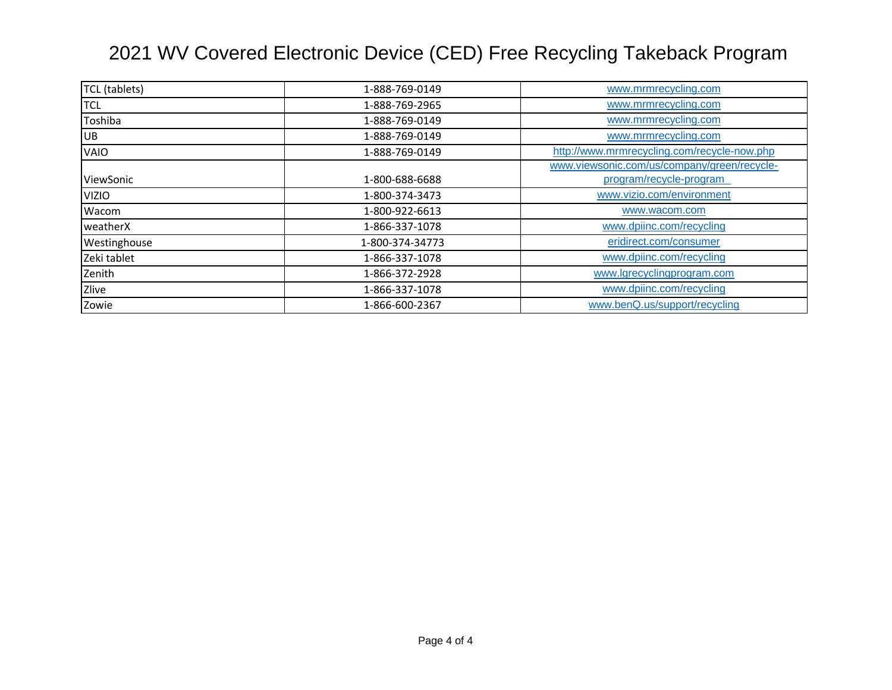# 2021 WV Covered Electronic Device (CED) Free Recycling Takeback Program

| | | |
|---|---|---|
| TCL (tablets) | 1-888-769-0149 | www.mrmrecycling.com |
| TCL | 1-888-769-2965 | www.mrmrecycling.com |
| Toshiba | 1-888-769-0149 | www.mrmrecycling.com |
| UB | 1-888-769-0149 | www.mrmrecycling.com |
| VAIO | 1-888-769-0149 | http://www.mrmrecycling.com/recycle-now.php |
| ViewSonic | 1-800-688-6688 | www.viewsonic.com/us/company/green/recycle-program/recycle-program |
| VIZIO | 1-800-374-3473 | www.vizio.com/environment |
| Wacom | 1-800-922-6613 | www.wacom.com |
| weatherX | 1-866-337-1078 | www.dpiinc.com/recycling |
| Westinghouse | 1-800-374-34773 | eridirect.com/consumer |
| Zeki tablet | 1-866-337-1078 | www.dpiinc.com/recycling |
| Zenith | 1-866-372-2928 | www.lgrecyclingprogram.com |
| Zlive | 1-866-337-1078 | www.dpiinc.com/recycling |
| Zowie | 1-866-600-2367 | www.benQ.us/support/recycling |